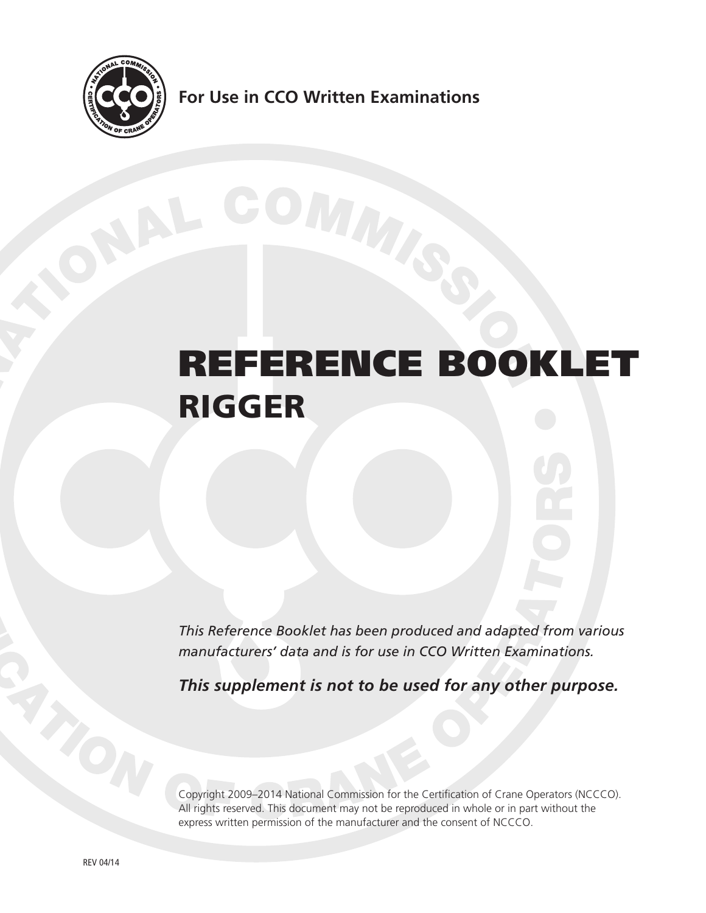For Use in CCO Written Examinations

# REFERENCE BOOKLET

## RIGGER

*This Reference Booklet has been produced and adapted from various manufacturers' data and is for use in CCO Written Examinations.*

***This supplement is not to be used for any other purpose.***

Copyright 2009–2014 National Commission for the Certification of Crane Operators (NCCCO). All rights reserved. This document may not be reproduced in whole or in part without the express written permission of the manufacturer and the consent of NCCCO.

REV 04/14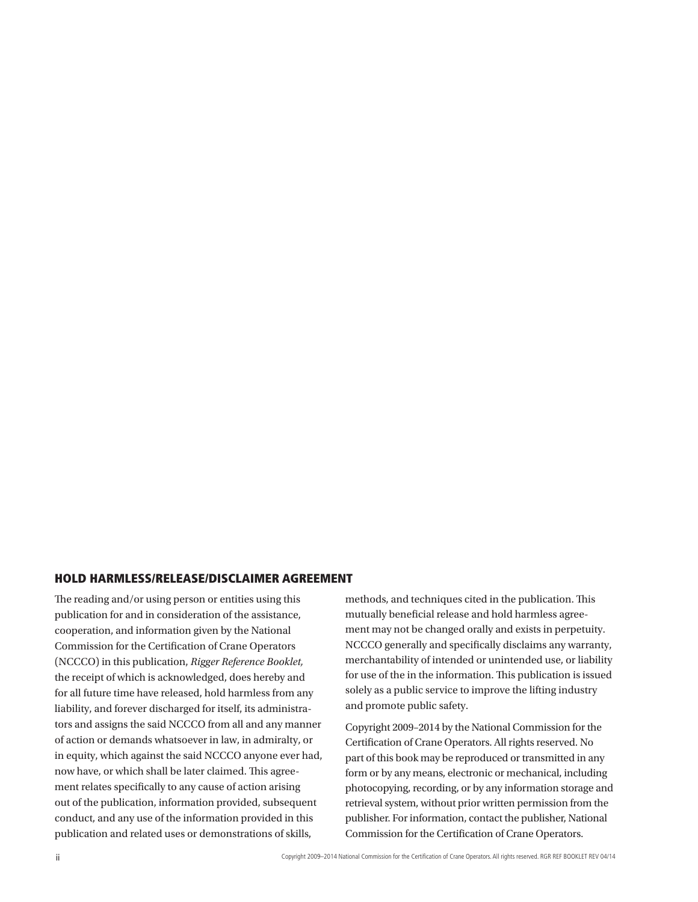## HOLD HARMLESS/RELEASE/DISCLAIMER AGREEMENT

The reading and/or using person or entities using this publication for and in consideration of the assistance, cooperation, and information given by the National Commission for the Certification of Crane Operators (NCCCO) in this publication, *Rigger Reference Booklet,* the receipt of which is acknowledged, does hereby and for all future time have released, hold harmless from any liability, and forever discharged for itself, its administrators and assigns the said NCCCO from all and any manner of action or demands whatsoever in law, in admiralty, or in equity, which against the said NCCCO anyone ever had, now have, or which shall be later claimed. This agreement relates specifically to any cause of action arising out of the publication, information provided, subsequent conduct, and any use of the information provided in this publication and related uses or demonstrations of skills, methods, and techniques cited in the publication. This mutually beneficial release and hold harmless agreement may not be changed orally and exists in perpetuity. NCCCO generally and specifically disclaims any warranty, merchantability of intended or unintended use, or liability for use of the in the information. This publication is issued solely as a public service to improve the lifting industry and promote public safety.

Copyright 2009–2014 by the National Commission for the Certification of Crane Operators. All rights reserved. No part of this book may be reproduced or transmitted in any form or by any means, electronic or mechanical, including photocopying, recording, or by any information storage and retrieval system, without prior written permission from the publisher. For information, contact the publisher, National Commission for the Certification of Crane Operators.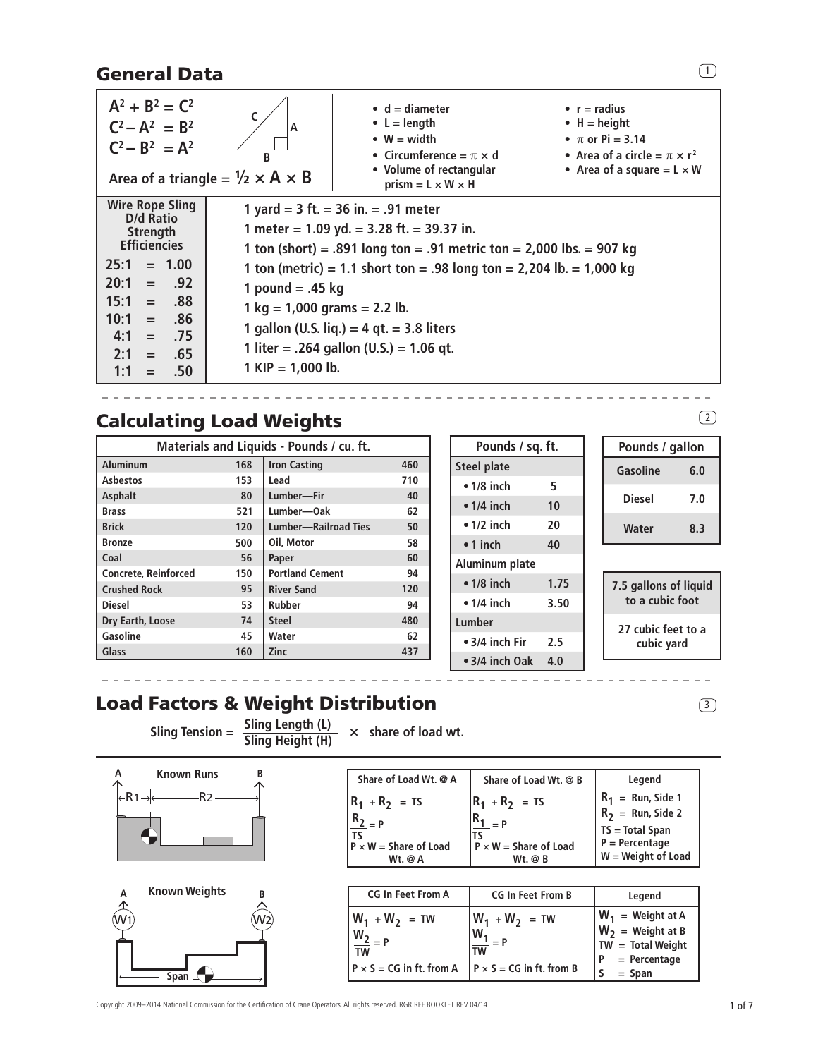## General Data

$A^2 + B^2 = C^2$
$C^2 - A^2 = B^2$
$C^2 - B^2 = A^2$

C, A, B

Area of a triangle = $\frac{1}{2} \times A \times B$

- d = diameter
- L = length
- W = width
- Circumference = $\pi \times d$
- Volume of rectangular prism = L × W × H
- r = radius
- H = height
- $\pi$ or Pi = 3.14
- Area of a circle = $\pi \times r^2$
- Area of a square = L × W

| Wire Rope Sling D/d Ratio Strength Efficiencies | |
|---|---|
| 25:1 | = 1.00 |
| 20:1 | = .92 |
| 15:1 | = .88 |
| 10:1 | = .86 |
| 4:1 | = .75 |
| 2:1 | = .65 |
| 1:1 | = .50 |

1 yard = 3 ft. = 36 in. = .91 meter
1 meter = 1.09 yd. = 3.28 ft. = 39.37 in.
1 ton (short) = .891 long ton = .91 metric ton = 2,000 lbs. = 907 kg
1 ton (metric) = 1.1 short ton = .98 long ton = 2,204 lb. = 1,000 kg
1 pound = .45 kg
1 kg = 1,000 grams = 2.2 lb.
1 gallon (U.S. liq.) = 4 qt. = 3.8 liters
1 liter = .264 gallon (U.S.) = 1.06 qt.
1 KIP = 1,000 lb.

## Calculating Load Weights

| Materials and Liquids - Pounds / cu. ft. | | | |
|---|---|---|---|
| Aluminum | 168 | Iron Casting | 460 |
| Asbestos | 153 | Lead | 710 |
| Asphalt | 80 | Lumber—Fir | 40 |
| Brass | 521 | Lumber—Oak | 62 |
| Brick | 120 | Lumber—Railroad Ties | 50 |
| Bronze | 500 | Oil, Motor | 58 |
| Coal | 56 | Paper | 60 |
| Concrete, Reinforced | 150 | Portland Cement | 94 |
| Crushed Rock | 95 | River Sand | 120 |
| Diesel | 53 | Rubber | 94 |
| Dry Earth, Loose | 74 | Steel | 480 |
| Gasoline | 45 | Water | 62 |
| Glass | 160 | Zinc | 437 |

| Pounds / sq. ft. | |
|---|---|
| **Steel plate** | |
| • 1/8 inch | 5 |
| • 1/4 inch | 10 |
| • 1/2 inch | 20 |
| • 1 inch | 40 |
| **Aluminum plate** | |
| • 1/8 inch | 1.75 |
| • 1/4 inch | 3.50 |
| **Lumber** | |
| • 3/4 inch Fir | 2.5 |
| • 3/4 inch Oak | 4.0 |

| Pounds / gallon | |
|---|---|
| Gasoline | 6.0 |
| Diesel | 7.0 |
| Water | 8.3 |

7.5 gallons of liquid to a cubic foot

27 cubic feet to a cubic yard

## Load Factors & Weight Distribution

$$\text{Sling Tension} = \frac{\text{Sling Length (L)}}{\text{Sling Height (H)}} \times \text{share of load wt.}$$

**Known Runs** (A, B, R1, R2)

| Share of Load Wt. @ A | Share of Load Wt. @ B | Legend |
|---|---|---|
| $R_1 + R_2 = TS$ | $R_1 + R_2 = TS$ | $R_1$ = Run, Side 1 |
| $\frac{R_2}{TS} = P$ | $\frac{R_1}{TS} = P$ | $R_2$ = Run, Side 2 |
| P × W = Share of Load Wt. @ A | P × W = Share of Load Wt. @ B | TS = Total Span |
| | | P = Percentage |
| | | W = Weight of Load |

**Known Weights** (A, B, W1, W2, Span)

| CG In Feet From A | CG In Feet From B | Legend |
|---|---|---|
| $W_1 + W_2 = TW$ | $W_1 + W_2 = TW$ | $W_1$ = Weight at A |
| $\frac{W_2}{TW} = P$ | $\frac{W_1}{TW} = P$ | $W_2$ = Weight at B |
| P × S = CG in ft. from A | P × S = CG in ft. from B | TW = Total Weight |
| | | P = Percentage |
| | | S = Span |

Copyright 2009–2014 National Commission for the Certification of Crane Operators. All rights reserved. RGR REF BOOKLET REV 04/14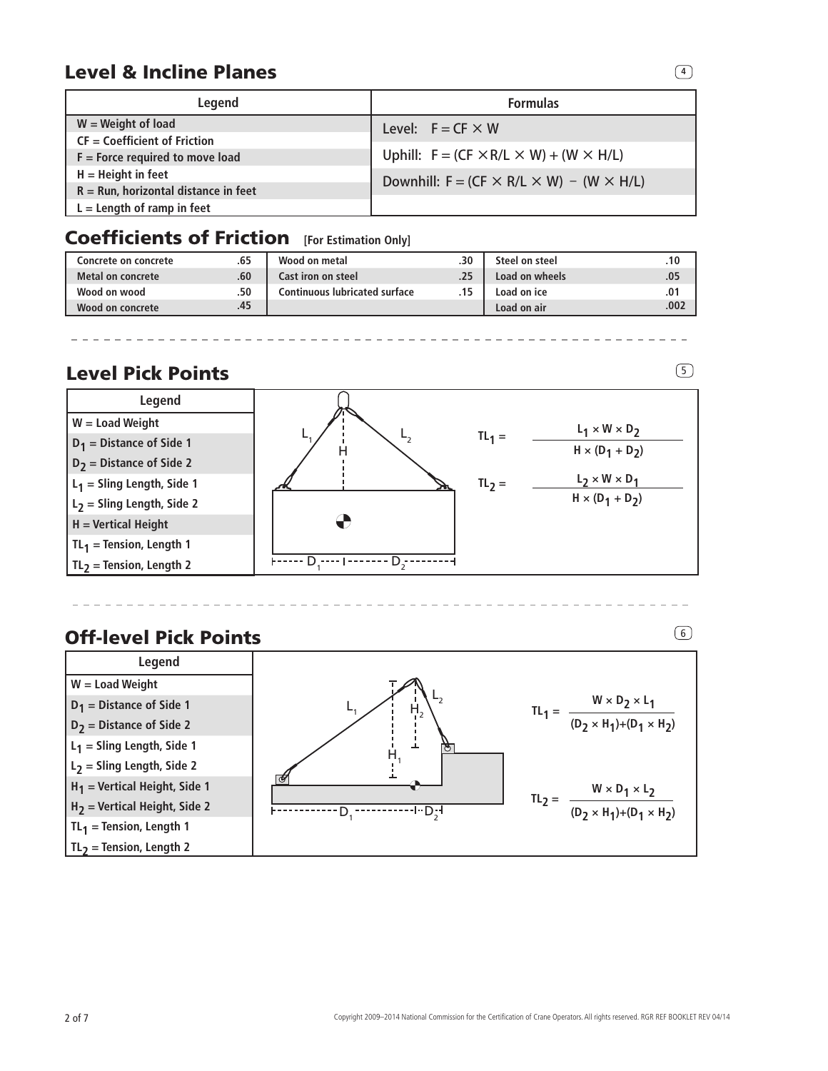## Level & Incline Planes

(4)

| Legend | Formulas |
|---|---|
| W = Weight of load | Level: $F = CF \times W$ |
| CF = Coefficient of Friction | |
| F = Force required to move load | Uphill: $F = (CF \times R/L \times W) + (W \times H/L)$ |
| H = Height in feet | |
| R = Run, horizontal distance in feet | Downhill: $F = (CF \times R/L \times W) - (W \times H/L)$ |
| L = Length of ramp in feet | |

## Coefficients of Friction [For Estimation Only]

| | | | | | |
|---|---|---|---|---|---|
| Concrete on concrete | .65 | Wood on metal | .30 | Steel on steel | .10 |
| Metal on concrete | .60 | Cast iron on steel | .25 | Load on wheels | .05 |
| Wood on wood | .50 | Continuous lubricated surface | .15 | Load on ice | .01 |
| Wood on concrete | .45 | | | Load on air | .002 |

## Level Pick Points

(5)

| Legend |
|---|
| W = Load Weight |
| $D_1$ = Distance of Side 1 |
| $D_2$ = Distance of Side 2 |
| $L_1$ = Sling Length, Side 1 |
| $L_2$ = Sling Length, Side 2 |
| H = Vertical Height |
| $TL_1$ = Tension, Length 1 |
| $TL_2$ = Tension, Length 2 |

$$TL_1 = \frac{L_1 \times W \times D_2}{H \times (D_1 + D_2)}$$

$$TL_2 = \frac{L_2 \times W \times D_1}{H \times (D_1 + D_2)}$$

## Off-level Pick Points

(6)

| Legend |
|---|
| W = Load Weight |
| $D_1$ = Distance of Side 1 |
| $D_2$ = Distance of Side 2 |
| $L_1$ = Sling Length, Side 1 |
| $L_2$ = Sling Length, Side 2 |
| $H_1$ = Vertical Height, Side 1 |
| $H_2$ = Vertical Height, Side 2 |
| $TL_1$ = Tension, Length 1 |
| $TL_2$ = Tension, Length 2 |

$$TL_1 = \frac{W \times D_2 \times L_1}{(D_2 \times H_1)+(D_1 \times H_2)}$$

$$TL_2 = \frac{W \times D_1 \times L_2}{(D_2 \times H_1)+(D_1 \times H_2)}$$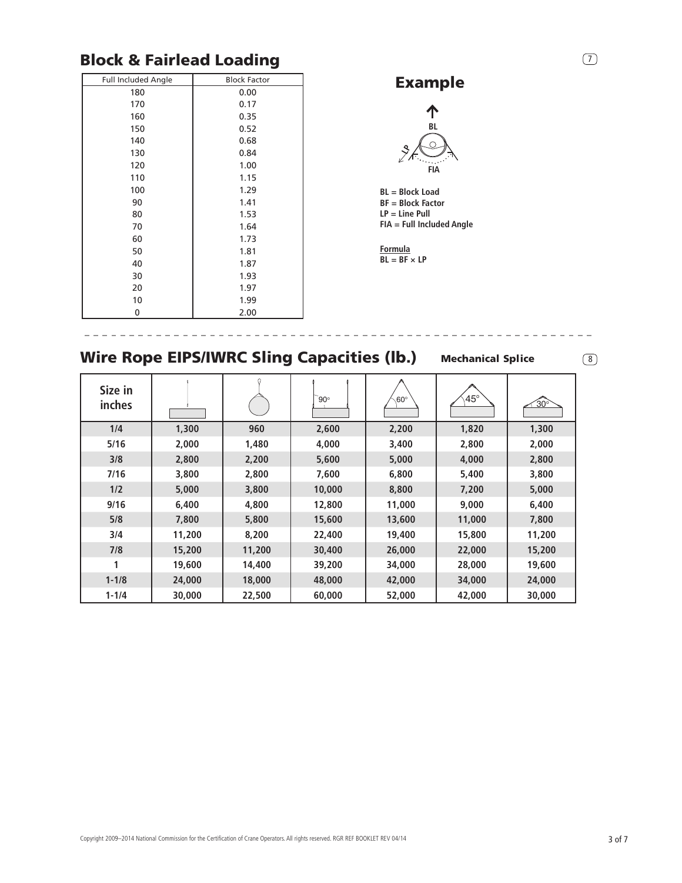## Block & Fairlead Loading

| Full Included Angle | Block Factor |
|---|---|
| 180 | 0.00 |
| 170 | 0.17 |
| 160 | 0.35 |
| 150 | 0.52 |
| 140 | 0.68 |
| 130 | 0.84 |
| 120 | 1.00 |
| 110 | 1.15 |
| 100 | 1.29 |
| 90 | 1.41 |
| 80 | 1.53 |
| 70 | 1.64 |
| 60 | 1.73 |
| 50 | 1.81 |
| 40 | 1.87 |
| 30 | 1.93 |
| 20 | 1.97 |
| 10 | 1.99 |
| 0 | 2.00 |

### Example

BL

LP

FIA

**BL = Block Load**
**BF = Block Factor**
**LP = Line Pull**
**FIA = Full Included Angle**

**Formula**
**BL = BF × LP**

## Wire Rope EIPS/IWRC Sling Capacities (lb.) — Mechanical Splice

| Size in inches | Vertical | Choker | Basket 90° | 60° | 45° | 30° |
|---|---|---|---|---|---|---|
| 1/4 | 1,300 | 960 | 2,600 | 2,200 | 1,820 | 1,300 |
| 5/16 | 2,000 | 1,480 | 4,000 | 3,400 | 2,800 | 2,000 |
| 3/8 | 2,800 | 2,200 | 5,600 | 5,000 | 4,000 | 2,800 |
| 7/16 | 3,800 | 2,800 | 7,600 | 6,800 | 5,400 | 3,800 |
| 1/2 | 5,000 | 3,800 | 10,000 | 8,800 | 7,200 | 5,000 |
| 9/16 | 6,400 | 4,800 | 12,800 | 11,000 | 9,000 | 6,400 |
| 5/8 | 7,800 | 5,800 | 15,600 | 13,600 | 11,000 | 7,800 |
| 3/4 | 11,200 | 8,200 | 22,400 | 19,400 | 15,800 | 11,200 |
| 7/8 | 15,200 | 11,200 | 30,400 | 26,000 | 22,000 | 15,200 |
| 1 | 19,600 | 14,400 | 39,200 | 34,000 | 28,000 | 19,600 |
| 1-1/8 | 24,000 | 18,000 | 48,000 | 42,000 | 34,000 | 24,000 |
| 1-1/4 | 30,000 | 22,500 | 60,000 | 52,000 | 42,000 | 30,000 |

Copyright 2009–2014 National Commission for the Certification of Crane Operators. All rights reserved. RGR REF BOOKLET REV 04/14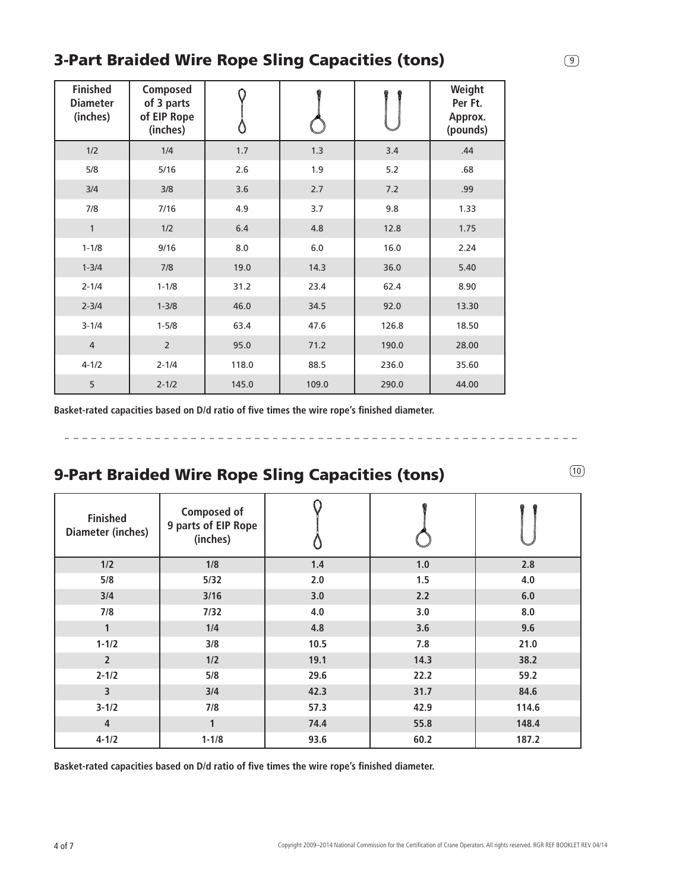## 3-Part Braided Wire Rope Sling Capacities (tons)

9

| Finished Diameter (inches) | Composed of 3 parts of EIP Rope (inches) | | | | Weight Per Ft. Approx. (pounds) |
|---|---|---|---|---|---|
| 1/2 | 1/4 | 1.7 | 1.3 | 3.4 | .44 |
| 5/8 | 5/16 | 2.6 | 1.9 | 5.2 | .68 |
| 3/4 | 3/8 | 3.6 | 2.7 | 7.2 | .99 |
| 7/8 | 7/16 | 4.9 | 3.7 | 9.8 | 1.33 |
| 1 | 1/2 | 6.4 | 4.8 | 12.8 | 1.75 |
| 1-1/8 | 9/16 | 8.0 | 6.0 | 16.0 | 2.24 |
| 1-3/4 | 7/8 | 19.0 | 14.3 | 36.0 | 5.40 |
| 2-1/4 | 1-1/8 | 31.2 | 23.4 | 62.4 | 8.90 |
| 2-3/4 | 1-3/8 | 46.0 | 34.5 | 92.0 | 13.30 |
| 3-1/4 | 1-5/8 | 63.4 | 47.6 | 126.8 | 18.50 |
| 4 | 2 | 95.0 | 71.2 | 190.0 | 28.00 |
| 4-1/2 | 2-1/4 | 118.0 | 88.5 | 236.0 | 35.60 |
| 5 | 2-1/2 | 145.0 | 109.0 | 290.0 | 44.00 |

**Basket-rated capacities based on D/d ratio of five times the wire rope's finished diameter.**

## 9-Part Braided Wire Rope Sling Capacities (tons)

10

| Finished Diameter (inches) | Composed of 9 parts of EIP Rope (inches) | | | |
|---|---|---|---|---|
| **1/2** | **1/8** | **1.4** | **1.0** | **2.8** |
| **5/8** | **5/32** | **2.0** | **1.5** | **4.0** |
| **3/4** | **3/16** | **3.0** | **2.2** | **6.0** |
| **7/8** | **7/32** | **4.0** | **3.0** | **8.0** |
| **1** | **1/4** | **4.8** | **3.6** | **9.6** |
| **1-1/2** | **3/8** | **10.5** | **7.8** | **21.0** |
| **2** | **1/2** | **19.1** | **14.3** | **38.2** |
| **2-1/2** | **5/8** | **29.6** | **22.2** | **59.2** |
| **3** | **3/4** | **42.3** | **31.7** | **84.6** |
| **3-1/2** | **7/8** | **57.3** | **42.9** | **114.6** |
| **4** | **1** | **74.4** | **55.8** | **148.4** |
| **4-1/2** | **1-1/8** | **93.6** | **60.2** | **187.2** |

**Basket-rated capacities based on D/d ratio of five times the wire rope's finished diameter.**

Copyright 2009–2014 National Commission for the Certification of Crane Operators. All rights reserved. RGR REF BOOKLET REV 04/14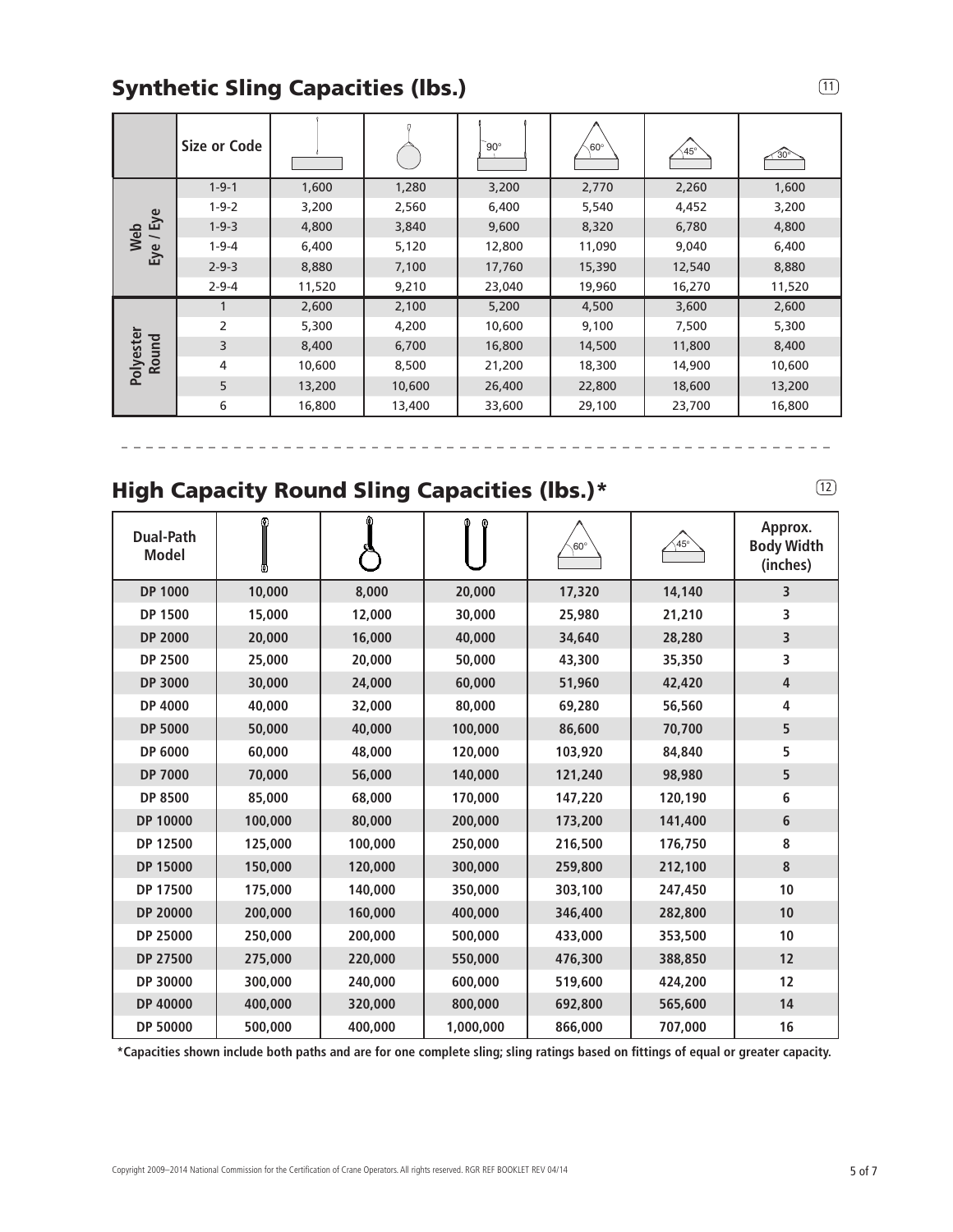## Synthetic Sling Capacities (lbs.)

(11)

| | Size or Code | Vertical | Choker | Vertical Basket 90° | 60° | 45° | 30° |
|---|---|---|---|---|---|---|---|
| Web Eye / Eye | 1-9-1 | 1,600 | 1,280 | 3,200 | 2,770 | 2,260 | 1,600 |
| | 1-9-2 | 3,200 | 2,560 | 6,400 | 5,540 | 4,452 | 3,200 |
| | 1-9-3 | 4,800 | 3,840 | 9,600 | 8,320 | 6,780 | 4,800 |
| | 1-9-4 | 6,400 | 5,120 | 12,800 | 11,090 | 9,040 | 6,400 |
| | 2-9-3 | 8,880 | 7,100 | 17,760 | 15,390 | 12,540 | 8,880 |
| | 2-9-4 | 11,520 | 9,210 | 23,040 | 19,960 | 16,270 | 11,520 |
| Polyester Round | 1 | 2,600 | 2,100 | 5,200 | 4,500 | 3,600 | 2,600 |
| | 2 | 5,300 | 4,200 | 10,600 | 9,100 | 7,500 | 5,300 |
| | 3 | 8,400 | 6,700 | 16,800 | 14,500 | 11,800 | 8,400 |
| | 4 | 10,600 | 8,500 | 21,200 | 18,300 | 14,900 | 10,600 |
| | 5 | 13,200 | 10,600 | 26,400 | 22,800 | 18,600 | 13,200 |
| | 6 | 16,800 | 13,400 | 33,600 | 29,100 | 23,700 | 16,800 |

## High Capacity Round Sling Capacities (lbs.)*

(12)

| Dual-Path Model | Vertical | Choker | Vertical Basket | 60° | 45° | Approx. Body Width (inches) |
|---|---|---|---|---|---|---|
| DP 1000 | 10,000 | 8,000 | 20,000 | 17,320 | 14,140 | 3 |
| DP 1500 | 15,000 | 12,000 | 30,000 | 25,980 | 21,210 | 3 |
| DP 2000 | 20,000 | 16,000 | 40,000 | 34,640 | 28,280 | 3 |
| DP 2500 | 25,000 | 20,000 | 50,000 | 43,300 | 35,350 | 3 |
| DP 3000 | 30,000 | 24,000 | 60,000 | 51,960 | 42,420 | 4 |
| DP 4000 | 40,000 | 32,000 | 80,000 | 69,280 | 56,560 | 4 |
| DP 5000 | 50,000 | 40,000 | 100,000 | 86,600 | 70,700 | 5 |
| DP 6000 | 60,000 | 48,000 | 120,000 | 103,920 | 84,840 | 5 |
| DP 7000 | 70,000 | 56,000 | 140,000 | 121,240 | 98,980 | 5 |
| DP 8500 | 85,000 | 68,000 | 170,000 | 147,220 | 120,190 | 6 |
| DP 10000 | 100,000 | 80,000 | 200,000 | 173,200 | 141,400 | 6 |
| DP 12500 | 125,000 | 100,000 | 250,000 | 216,500 | 176,750 | 8 |
| DP 15000 | 150,000 | 120,000 | 300,000 | 259,800 | 212,100 | 8 |
| DP 17500 | 175,000 | 140,000 | 350,000 | 303,100 | 247,450 | 10 |
| DP 20000 | 200,000 | 160,000 | 400,000 | 346,400 | 282,800 | 10 |
| DP 25000 | 250,000 | 200,000 | 500,000 | 433,000 | 353,500 | 10 |
| DP 27500 | 275,000 | 220,000 | 550,000 | 476,300 | 388,850 | 12 |
| DP 30000 | 300,000 | 240,000 | 600,000 | 519,600 | 424,200 | 12 |
| DP 40000 | 400,000 | 320,000 | 800,000 | 692,800 | 565,600 | 14 |
| DP 50000 | 500,000 | 400,000 | 1,000,000 | 866,000 | 707,000 | 16 |

**\*Capacities shown include both paths and are for one complete sling; sling ratings based on fittings of equal or greater capacity.**

Copyright 2009–2014 National Commission for the Certification of Crane Operators. All rights reserved. RGR REF BOOKLET REV 04/14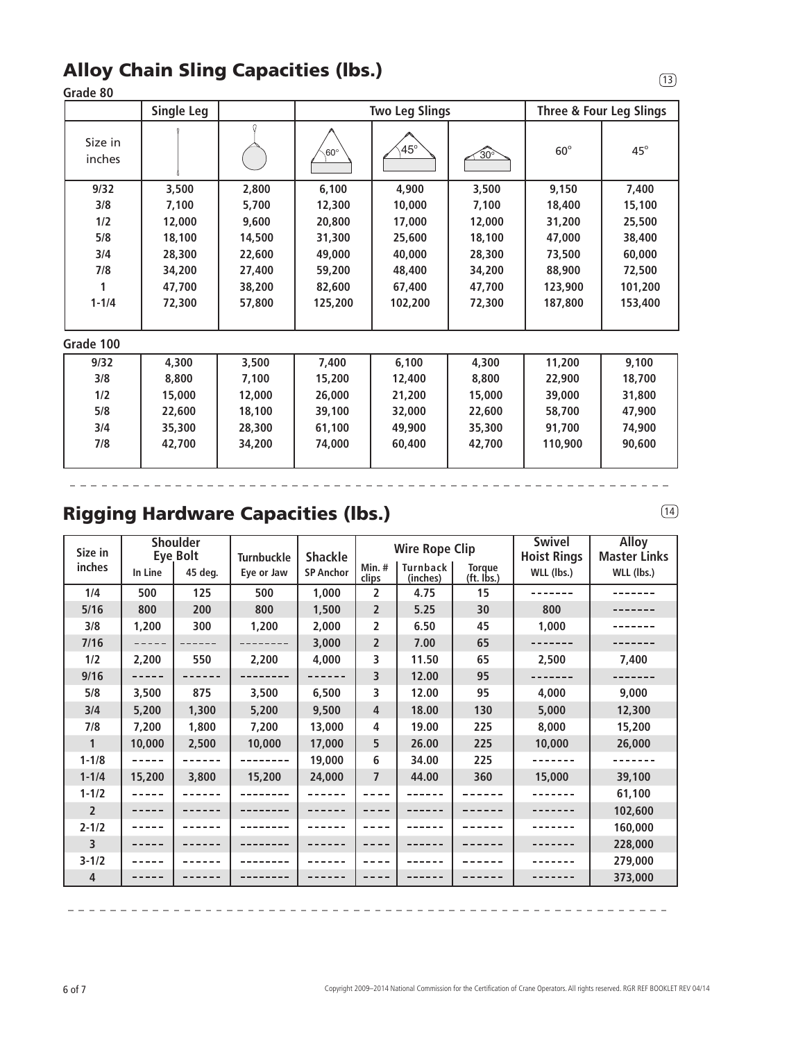## Alloy Chain Sling Capacities (lbs.)

13

**Grade 80**

| | Single Leg | | Two Leg Slings | | | Three & Four Leg Slings | |
|---|---|---|---|---|---|---|---|
| Size in inches | | | 60° | 45° | 30° | 60° | 45° |
| 9/32 | 3,500 | 2,800 | 6,100 | 4,900 | 3,500 | 9,150 | 7,400 |
| 3/8 | 7,100 | 5,700 | 12,300 | 10,000 | 7,100 | 18,400 | 15,100 |
| 1/2 | 12,000 | 9,600 | 20,800 | 17,000 | 12,000 | 31,200 | 25,500 |
| 5/8 | 18,100 | 14,500 | 31,300 | 25,600 | 18,100 | 47,000 | 38,400 |
| 3/4 | 28,300 | 22,600 | 49,000 | 40,000 | 28,300 | 73,500 | 60,000 |
| 7/8 | 34,200 | 27,400 | 59,200 | 48,400 | 34,200 | 88,900 | 72,500 |
| 1 | 47,700 | 38,200 | 82,600 | 67,400 | 47,700 | 123,900 | 101,200 |
| 1-1/4 | 72,300 | 57,800 | 125,200 | 102,200 | 72,300 | 187,800 | 153,400 |

**Grade 100**

| | Single Leg | | Two Leg Slings | | | Three & Four Leg Slings | |
|---|---|---|---|---|---|---|---|
| Size in inches | | | 60° | 45° | 30° | 60° | 45° |
| 9/32 | 4,300 | 3,500 | 7,400 | 6,100 | 4,300 | 11,200 | 9,100 |
| 3/8 | 8,800 | 7,100 | 15,200 | 12,400 | 8,800 | 22,900 | 18,700 |
| 1/2 | 15,000 | 12,000 | 26,000 | 21,200 | 15,000 | 39,000 | 31,800 |
| 5/8 | 22,600 | 18,100 | 39,100 | 32,000 | 22,600 | 58,700 | 47,900 |
| 3/4 | 35,300 | 28,300 | 61,100 | 49,900 | 35,300 | 91,700 | 74,900 |
| 7/8 | 42,700 | 34,200 | 74,000 | 60,400 | 42,700 | 110,900 | 90,600 |

## Rigging Hardware Capacities (lbs.)

14

| Size in inches | Shoulder Eye Bolt | | Turnbuckle | Shackle | Wire Rope Clip | | | Swivel Hoist Rings | Alloy Master Links |
|---|---|---|---|---|---|---|---|---|---|
| | In Line | 45 deg. | Eye or Jaw | SP Anchor | Min. # clips | Turnback (inches) | Torque (ft. lbs.) | WLL (lbs.) | WLL (lbs.) |
| 1/4 | 500 | 125 | 500 | 1,000 | 2 | 4.75 | 15 | ------- | ------- |
| 5/16 | 800 | 200 | 800 | 1,500 | 2 | 5.25 | 30 | 800 | ------- |
| 3/8 | 1,200 | 300 | 1,200 | 2,000 | 2 | 6.50 | 45 | 1,000 | ------- |
| 7/16 | ----- | ------ | -------- | 3,000 | 2 | 7.00 | 65 | ------- | ------- |
| 1/2 | 2,200 | 550 | 2,200 | 4,000 | 3 | 11.50 | 65 | 2,500 | 7,400 |
| 9/16 | ----- | ------ | -------- | ------ | 3 | 12.00 | 95 | ------- | ------- |
| 5/8 | 3,500 | 875 | 3,500 | 6,500 | 3 | 12.00 | 95 | 4,000 | 9,000 |
| 3/4 | 5,200 | 1,300 | 5,200 | 9,500 | 4 | 18.00 | 130 | 5,000 | 12,300 |
| 7/8 | 7,200 | 1,800 | 7,200 | 13,000 | 4 | 19.00 | 225 | 8,000 | 15,200 |
| 1 | 10,000 | 2,500 | 10,000 | 17,000 | 5 | 26.00 | 225 | 10,000 | 26,000 |
| 1-1/8 | ----- | ------ | -------- | 19,000 | 6 | 34.00 | 225 | ------- | ------- |
| 1-1/4 | 15,200 | 3,800 | 15,200 | 24,000 | 7 | 44.00 | 360 | 15,000 | 39,100 |
| 1-1/2 | ----- | ------ | -------- | ------ | ---- | ------ | ------ | ------- | 61,100 |
| 2 | ----- | ------ | -------- | ------ | ---- | ------ | ------ | ------- | 102,600 |
| 2-1/2 | ----- | ------ | -------- | ------ | ---- | ------ | ------ | ------- | 160,000 |
| 3 | ----- | ------ | -------- | ------ | ---- | ------ | ------ | ------- | 228,000 |
| 3-1/2 | ----- | ------ | -------- | ------ | ---- | ------ | ------ | ------- | 279,000 |
| 4 | ----- | ------ | -------- | ------ | ---- | ------ | ------ | ------- | 373,000 |

Copyright 2009–2014 National Commission for the Certification of Crane Operators. All rights reserved. RGR REF BOOKLET REV 04/14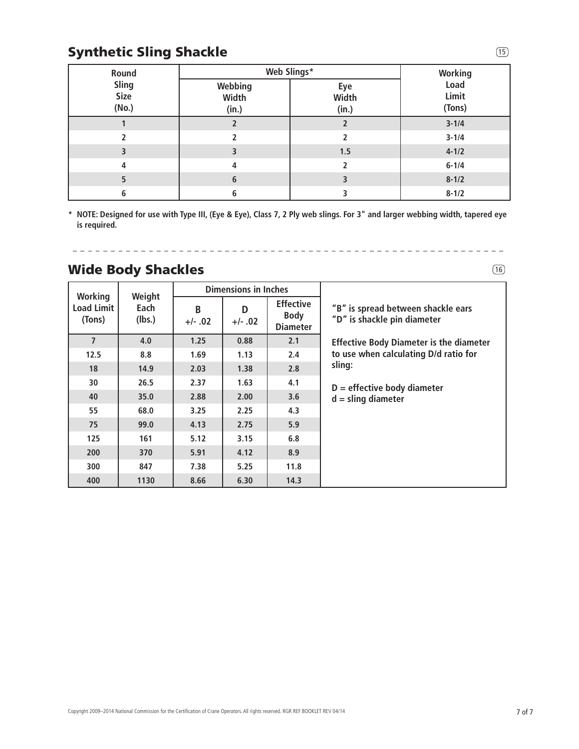## Synthetic Sling Shackle

(15)

| Round Sling Size (No.) | Web Slings* | | Working Load Limit (Tons) |
|---|---|---|---|
| | Webbing Width (in.) | Eye Width (in.) | |
| 1 | 2 | 2 | 3-1/4 |
| 2 | 2 | 2 | 3-1/4 |
| 3 | 3 | 1.5 | 4-1/2 |
| 4 | 4 | 2 | 6-1/4 |
| 5 | 6 | 3 | 8-1/2 |
| 6 | 6 | 3 | 8-1/2 |

\* **NOTE: Designed for use with Type III, (Eye & Eye), Class 7, 2 Ply web slings. For 3" and larger webbing width, tapered eye is required.**

## Wide Body Shackles

(16)

| Working Load Limit (Tons) | Weight Each (lbs.) | Dimensions in Inches | | |
|---|---|---|---|---|
| | | B +/- .02 | D +/- .02 | Effective Body Diameter |
| 7 | 4.0 | 1.25 | 0.88 | 2.1 |
| 12.5 | 8.8 | 1.69 | 1.13 | 2.4 |
| 18 | 14.9 | 2.03 | 1.38 | 2.8 |
| 30 | 26.5 | 2.37 | 1.63 | 4.1 |
| 40 | 35.0 | 2.88 | 2.00 | 3.6 |
| 55 | 68.0 | 3.25 | 2.25 | 4.3 |
| 75 | 99.0 | 4.13 | 2.75 | 5.9 |
| 125 | 161 | 5.12 | 3.15 | 6.8 |
| 200 | 370 | 5.91 | 4.12 | 8.9 |
| 300 | 847 | 7.38 | 5.25 | 11.8 |
| 400 | 1130 | 8.66 | 6.30 | 14.3 |

**"B" is spread between shackle ears**
**"D" is shackle pin diameter**

**Effective Body Diameter is the diameter to use when calculating D/d ratio for sling:**

**D = effective body diameter**
**d = sling diameter**

Copyright 2009–2014 National Commission for the Certification of Crane Operators. All rights reserved. RGR REF BOOKLET REV 04/14